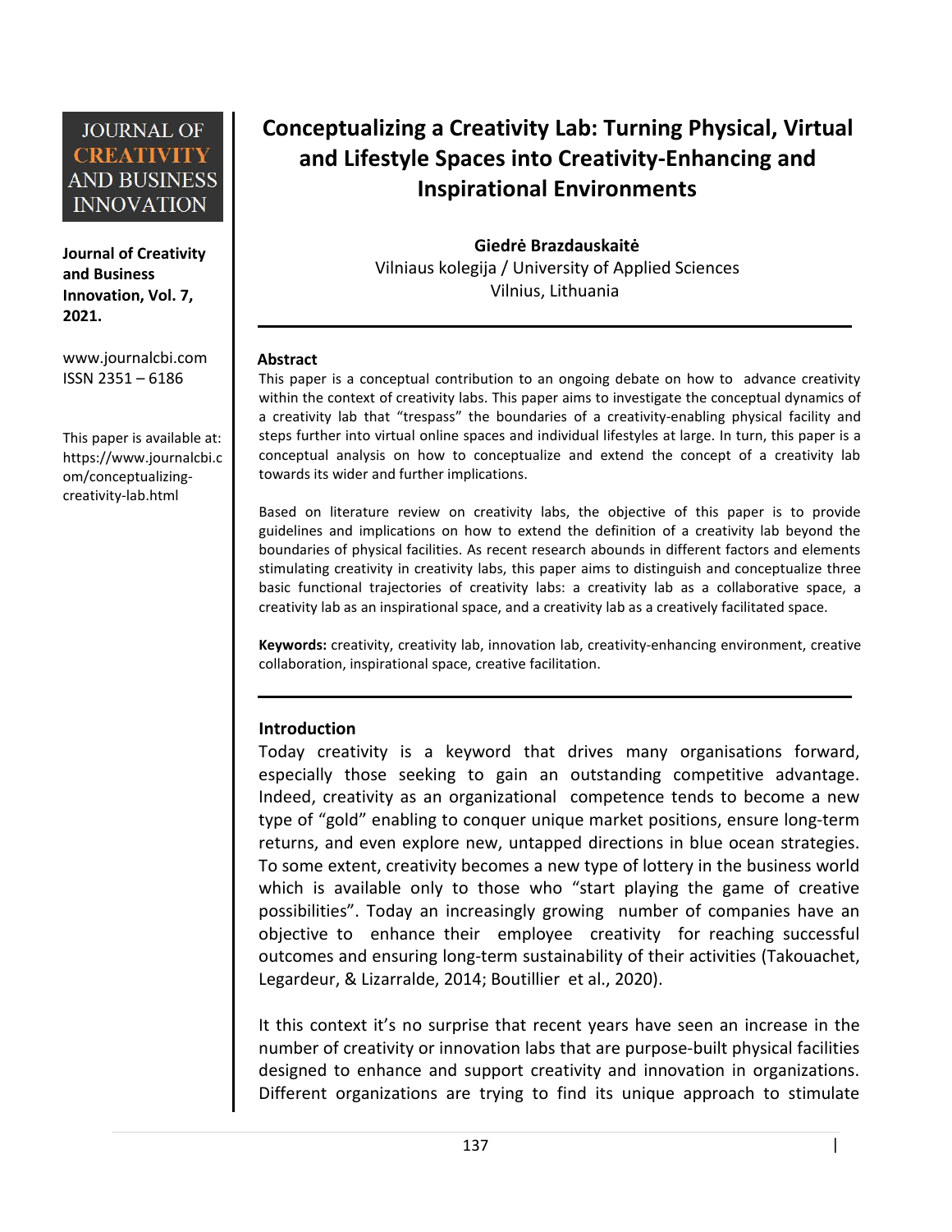# Conceptualizing a Creativity Lab: Turning Physical, Virtual and Lifestyle Spaces into Creativity-Enhancing and Inspirational Environments

**Giedrė Brazdauskaitė**
Vilniaus kolegija / University of Applied Sciences
Vilnius, Lithuania

**Journal of Creativity and Business Innovation, Vol. 7, 2021.**

www.journalcbi.com
ISSN 2351 – 6186

This paper is available at: https://www.journalcbi.com/conceptualizing-creativity-lab.html

### Abstract

This paper is a conceptual contribution to an ongoing debate on how to advance creativity within the context of creativity labs. This paper aims to investigate the conceptual dynamics of a creativity lab that "trespass" the boundaries of a creativity-enabling physical facility and steps further into virtual online spaces and individual lifestyles at large. In turn, this paper is a conceptual analysis on how to conceptualize and extend the concept of a creativity lab towards its wider and further implications.

Based on literature review on creativity labs, the objective of this paper is to provide guidelines and implications on how to extend the definition of a creativity lab beyond the boundaries of physical facilities. As recent research abounds in different factors and elements stimulating creativity in creativity labs, this paper aims to distinguish and conceptualize three basic functional trajectories of creativity labs: a creativity lab as a collaborative space, a creativity lab as an inspirational space, and a creativity lab as a creatively facilitated space.

**Keywords:** creativity, creativity lab, innovation lab, creativity-enhancing environment, creative collaboration, inspirational space, creative facilitation.

### Introduction

Today creativity is a keyword that drives many organisations forward, especially those seeking to gain an outstanding competitive advantage. Indeed, creativity as an organizational competence tends to become a new type of "gold" enabling to conquer unique market positions, ensure long-term returns, and even explore new, untapped directions in blue ocean strategies. To some extent, creativity becomes a new type of lottery in the business world which is available only to those who "start playing the game of creative possibilities". Today an increasingly growing number of companies have an objective to enhance their employee creativity for reaching successful outcomes and ensuring long-term sustainability of their activities (Takouachet, Legardeur, & Lizarralde, 2014; Boutillier et al., 2020).

It this context it's no surprise that recent years have seen an increase in the number of creativity or innovation labs that are purpose-built physical facilities designed to enhance and support creativity and innovation in organizations. Different organizations are trying to find its unique approach to stimulate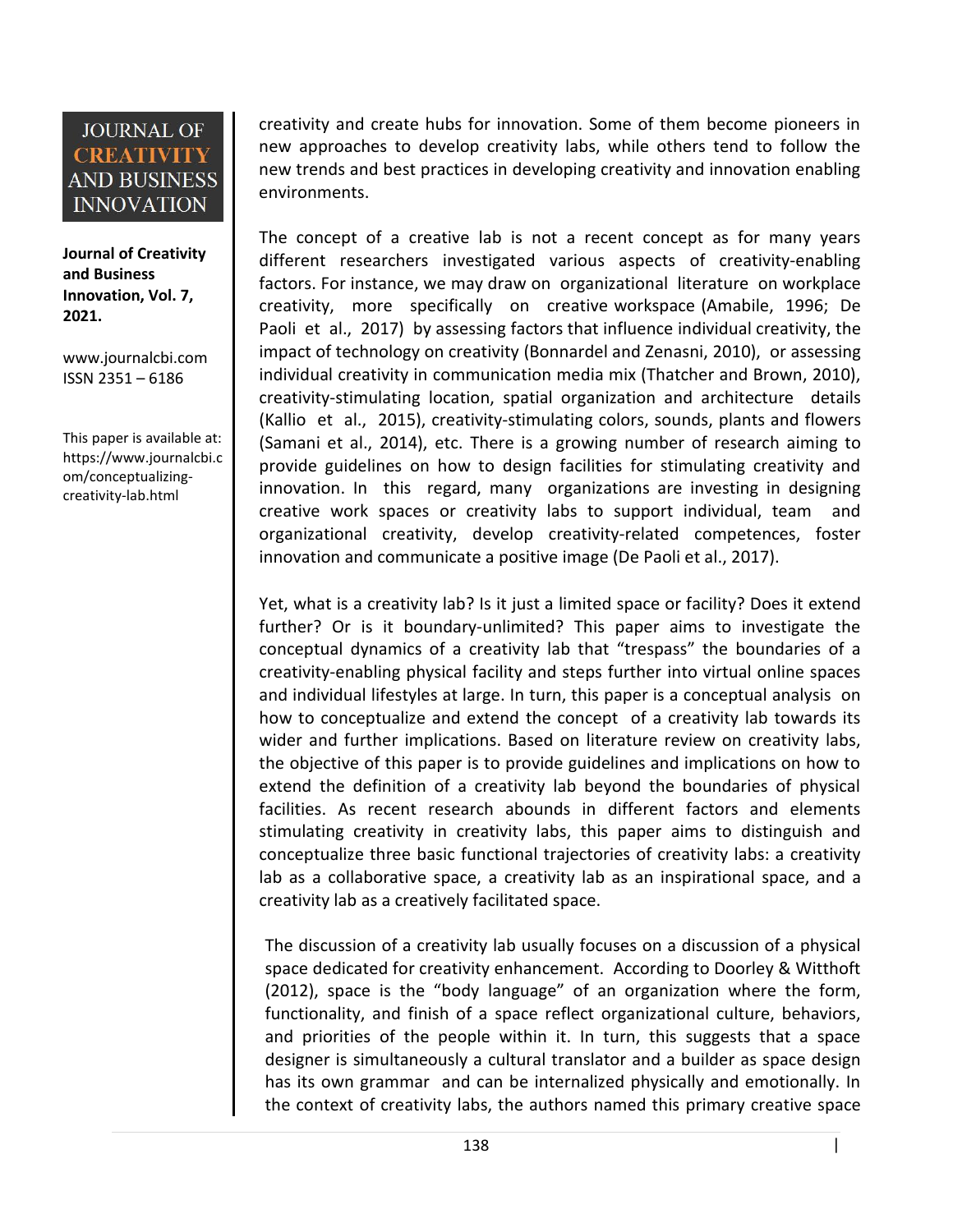creativity and create hubs for innovation. Some of them become pioneers in new approaches to develop creativity labs, while others tend to follow the new trends and best practices in developing creativity and innovation enabling environments.

The concept of a creative lab is not a recent concept as for many years different researchers investigated various aspects of creativity-enabling factors. For instance, we may draw on organizational literature on workplace creativity, more specifically on creative workspace (Amabile, 1996; De Paoli et al., 2017) by assessing factors that influence individual creativity, the impact of technology on creativity (Bonnardel and Zenasni, 2010), or assessing individual creativity in communication media mix (Thatcher and Brown, 2010), creativity-stimulating location, spatial organization and architecture details (Kallio et al., 2015), creativity-stimulating colors, sounds, plants and flowers (Samani et al., 2014), etc. There is a growing number of research aiming to provide guidelines on how to design facilities for stimulating creativity and innovation. In this regard, many organizations are investing in designing creative work spaces or creativity labs to support individual, team and organizational creativity, develop creativity-related competences, foster innovation and communicate a positive image (De Paoli et al., 2017).

Yet, what is a creativity lab? Is it just a limited space or facility? Does it extend further? Or is it boundary-unlimited? This paper aims to investigate the conceptual dynamics of a creativity lab that "trespass" the boundaries of a creativity-enabling physical facility and steps further into virtual online spaces and individual lifestyles at large. In turn, this paper is a conceptual analysis on how to conceptualize and extend the concept of a creativity lab towards its wider and further implications. Based on literature review on creativity labs, the objective of this paper is to provide guidelines and implications on how to extend the definition of a creativity lab beyond the boundaries of physical facilities. As recent research abounds in different factors and elements stimulating creativity in creativity labs, this paper aims to distinguish and conceptualize three basic functional trajectories of creativity labs: a creativity lab as a collaborative space, a creativity lab as an inspirational space, and a creativity lab as a creatively facilitated space.

The discussion of a creativity lab usually focuses on a discussion of a physical space dedicated for creativity enhancement. According to Doorley & Witthoft (2012), space is the "body language" of an organization where the form, functionality, and finish of a space reflect organizational culture, behaviors, and priorities of the people within it. In turn, this suggests that a space designer is simultaneously a cultural translator and a builder as space design has its own grammar and can be internalized physically and emotionally. In the context of creativity labs, the authors named this primary creative space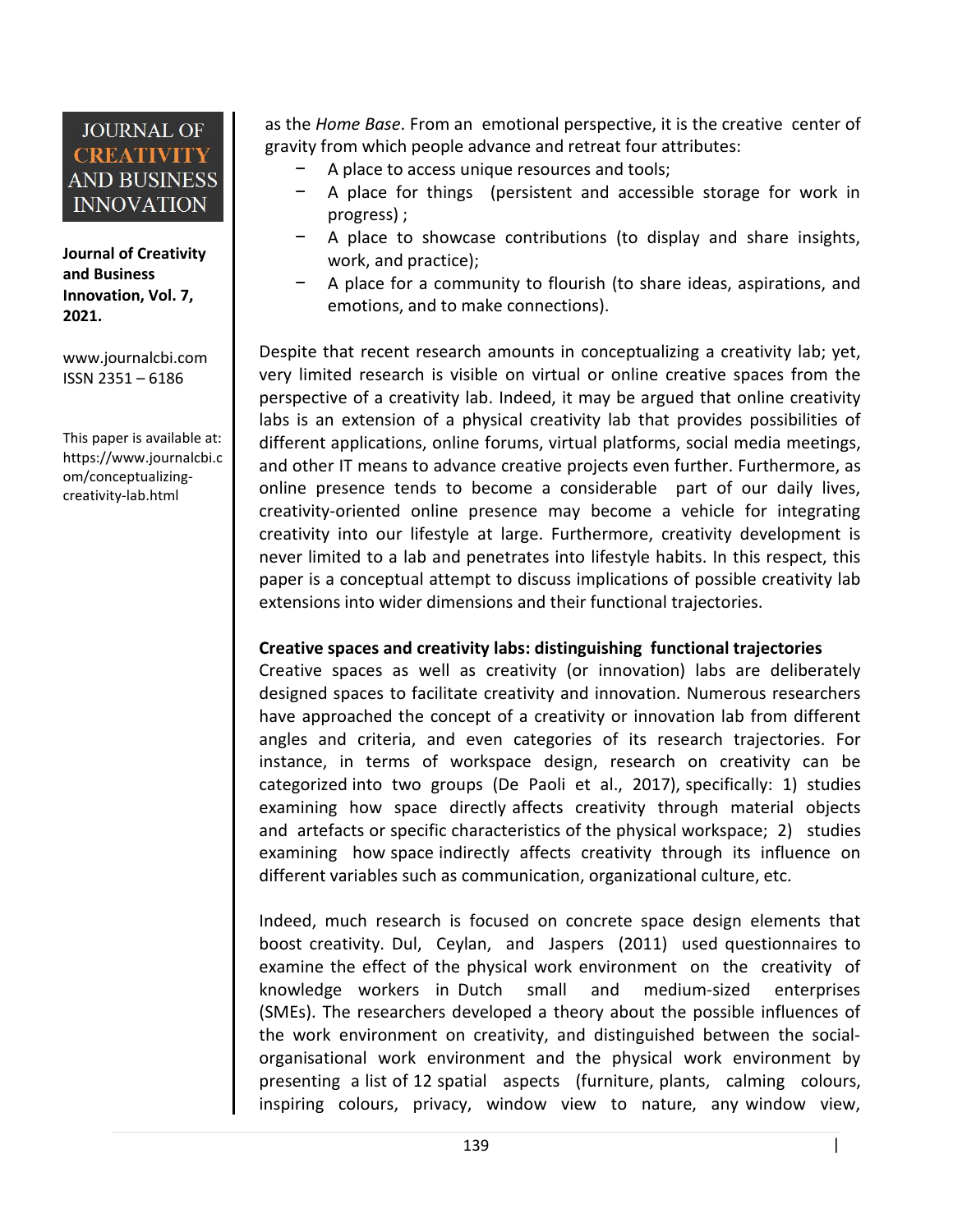as the *Home Base*. From an emotional perspective, it is the creative center of gravity from which people advance and retreat four attributes:

- A place to access unique resources and tools;
- A place for things (persistent and accessible storage for work in progress) ;
- A place to showcase contributions (to display and share insights, work, and practice);
- A place for a community to flourish (to share ideas, aspirations, and emotions, and to make connections).

Despite that recent research amounts in conceptualizing a creativity lab; yet, very limited research is visible on virtual or online creative spaces from the perspective of a creativity lab. Indeed, it may be argued that online creativity labs is an extension of a physical creativity lab that provides possibilities of different applications, online forums, virtual platforms, social media meetings, and other IT means to advance creative projects even further. Furthermore, as online presence tends to become a considerable part of our daily lives, creativity-oriented online presence may become a vehicle for integrating creativity into our lifestyle at large. Furthermore, creativity development is never limited to a lab and penetrates into lifestyle habits. In this respect, this paper is a conceptual attempt to discuss implications of possible creativity lab extensions into wider dimensions and their functional trajectories.

**Creative spaces and creativity labs: distinguishing functional trajectories**

Creative spaces as well as creativity (or innovation) labs are deliberately designed spaces to facilitate creativity and innovation. Numerous researchers have approached the concept of a creativity or innovation lab from different angles and criteria, and even categories of its research trajectories. For instance, in terms of workspace design, research on creativity can be categorized into two groups (De Paoli et al., 2017), specifically: 1) studies examining how space directly affects creativity through material objects and artefacts or specific characteristics of the physical workspace; 2) studies examining how space indirectly affects creativity through its influence on different variables such as communication, organizational culture, etc.

Indeed, much research is focused on concrete space design elements that boost creativity. Dul, Ceylan, and Jaspers (2011) used questionnaires to examine the effect of the physical work environment on the creativity of knowledge workers in Dutch small and medium-sized enterprises (SMEs). The researchers developed a theory about the possible influences of the work environment on creativity, and distinguished between the social-organisational work environment and the physical work environment by presenting a list of 12 spatial aspects (furniture, plants, calming colours, inspiring colours, privacy, window view to nature, any window view,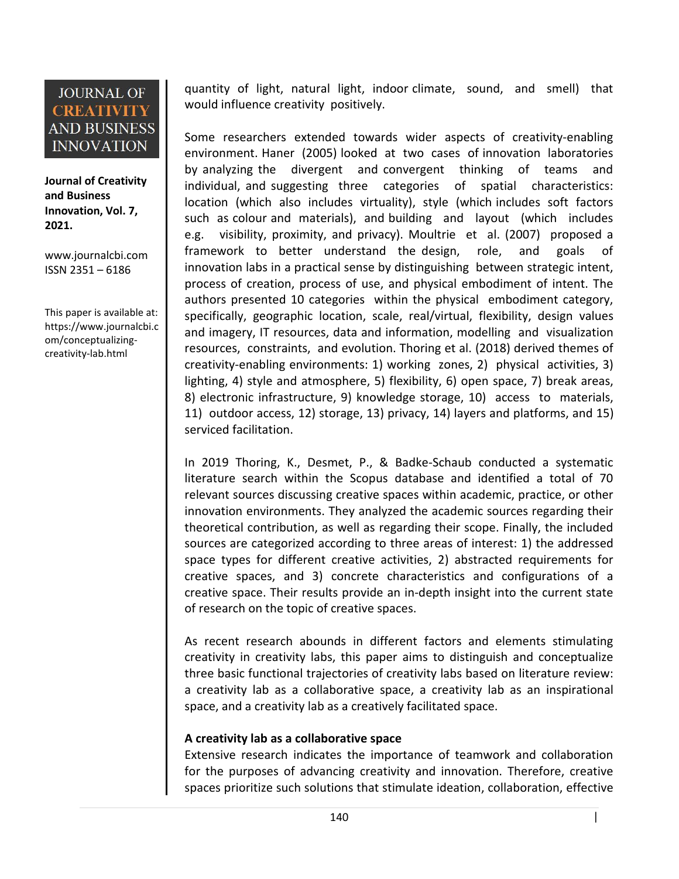quantity of light, natural light, indoor climate, sound, and smell) that would influence creativity positively.

Some researchers extended towards wider aspects of creativity-enabling environment. Haner (2005) looked at two cases of innovation laboratories by analyzing the divergent and convergent thinking of teams and individual, and suggesting three categories of spatial characteristics: location (which also includes virtuality), style (which includes soft factors such as colour and materials), and building and layout (which includes e.g. visibility, proximity, and privacy). Moultrie et al. (2007) proposed a framework to better understand the design, role, and goals of innovation labs in a practical sense by distinguishing between strategic intent, process of creation, process of use, and physical embodiment of intent. The authors presented 10 categories within the physical embodiment category, specifically, geographic location, scale, real/virtual, flexibility, design values and imagery, IT resources, data and information, modelling and visualization resources, constraints, and evolution. Thoring et al. (2018) derived themes of creativity-enabling environments: 1) working zones, 2) physical activities, 3) lighting, 4) style and atmosphere, 5) flexibility, 6) open space, 7) break areas, 8) electronic infrastructure, 9) knowledge storage, 10) access to materials, 11) outdoor access, 12) storage, 13) privacy, 14) layers and platforms, and 15) serviced facilitation.

In 2019 Thoring, K., Desmet, P., & Badke-Schaub conducted a systematic literature search within the Scopus database and identified a total of 70 relevant sources discussing creative spaces within academic, practice, or other innovation environments. They analyzed the academic sources regarding their theoretical contribution, as well as regarding their scope. Finally, the included sources are categorized according to three areas of interest: 1) the addressed space types for different creative activities, 2) abstracted requirements for creative spaces, and 3) concrete characteristics and configurations of a creative space. Their results provide an in-depth insight into the current state of research on the topic of creative spaces.

As recent research abounds in different factors and elements stimulating creativity in creativity labs, this paper aims to distinguish and conceptualize three basic functional trajectories of creativity labs based on literature review: a creativity lab as a collaborative space, a creativity lab as an inspirational space, and a creativity lab as a creatively facilitated space.

**A creativity lab as a collaborative space**

Extensive research indicates the importance of teamwork and collaboration for the purposes of advancing creativity and innovation. Therefore, creative spaces prioritize such solutions that stimulate ideation, collaboration, effective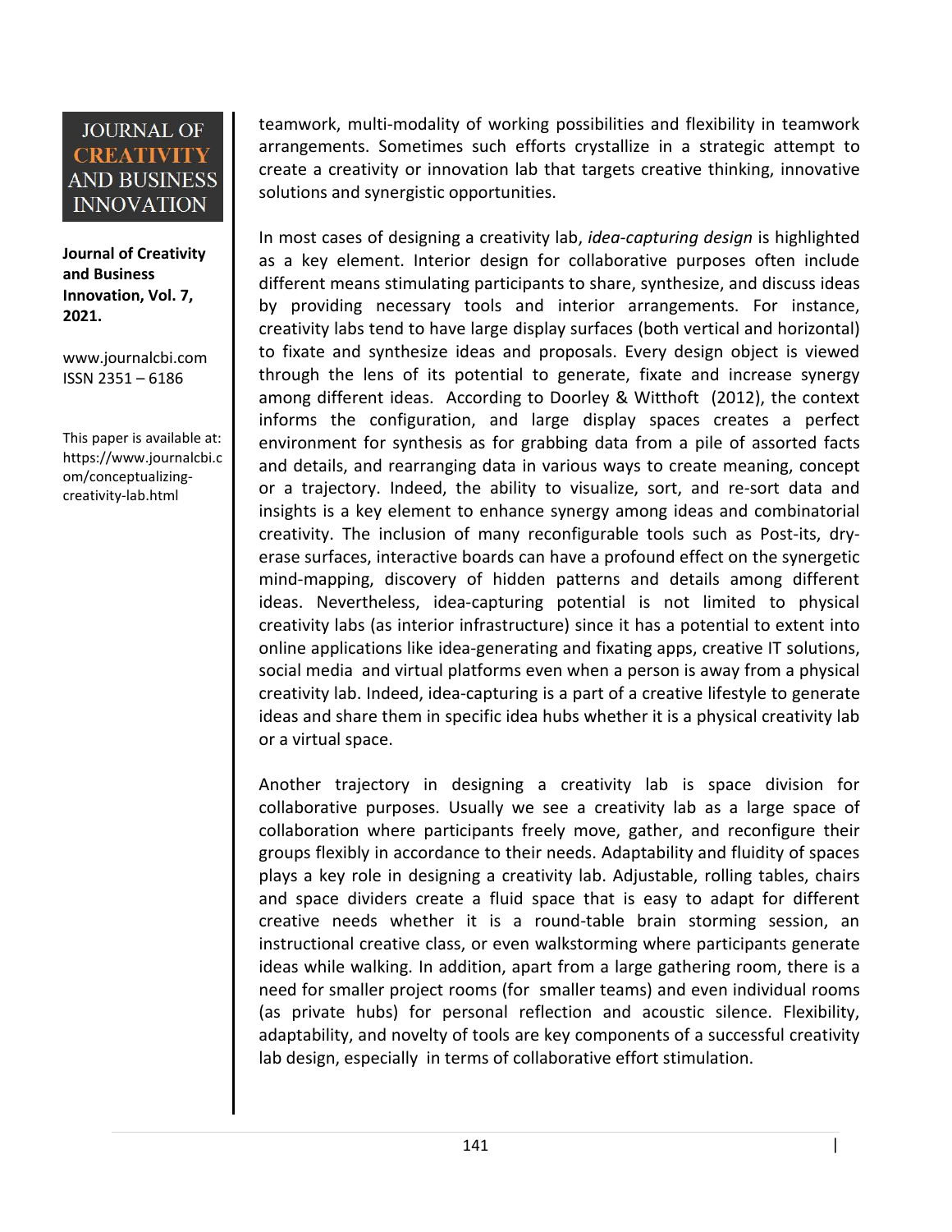teamwork, multi-modality of working possibilities and flexibility in teamwork arrangements. Sometimes such efforts crystallize in a strategic attempt to create a creativity or innovation lab that targets creative thinking, innovative solutions and synergistic opportunities.

In most cases of designing a creativity lab, *idea-capturing design* is highlighted as a key element. Interior design for collaborative purposes often include different means stimulating participants to share, synthesize, and discuss ideas by providing necessary tools and interior arrangements. For instance, creativity labs tend to have large display surfaces (both vertical and horizontal) to fixate and synthesize ideas and proposals. Every design object is viewed through the lens of its potential to generate, fixate and increase synergy among different ideas. According to Doorley & Witthoft (2012), the context informs the configuration, and large display spaces creates a perfect environment for synthesis as for grabbing data from a pile of assorted facts and details, and rearranging data in various ways to create meaning, concept or a trajectory. Indeed, the ability to visualize, sort, and re-sort data and insights is a key element to enhance synergy among ideas and combinatorial creativity. The inclusion of many reconfigurable tools such as Post-its, dry-erase surfaces, interactive boards can have a profound effect on the synergetic mind-mapping, discovery of hidden patterns and details among different ideas. Nevertheless, idea-capturing potential is not limited to physical creativity labs (as interior infrastructure) since it has a potential to extent into online applications like idea-generating and fixating apps, creative IT solutions, social media and virtual platforms even when a person is away from a physical creativity lab. Indeed, idea-capturing is a part of a creative lifestyle to generate ideas and share them in specific idea hubs whether it is a physical creativity lab or a virtual space.

Another trajectory in designing a creativity lab is space division for collaborative purposes. Usually we see a creativity lab as a large space of collaboration where participants freely move, gather, and reconfigure their groups flexibly in accordance to their needs. Adaptability and fluidity of spaces plays a key role in designing a creativity lab. Adjustable, rolling tables, chairs and space dividers create a fluid space that is easy to adapt for different creative needs whether it is a round-table brain storming session, an instructional creative class, or even walkstorming where participants generate ideas while walking. In addition, apart from a large gathering room, there is a need for smaller project rooms (for smaller teams) and even individual rooms (as private hubs) for personal reflection and acoustic silence. Flexibility, adaptability, and novelty of tools are key components of a successful creativity lab design, especially in terms of collaborative effort stimulation.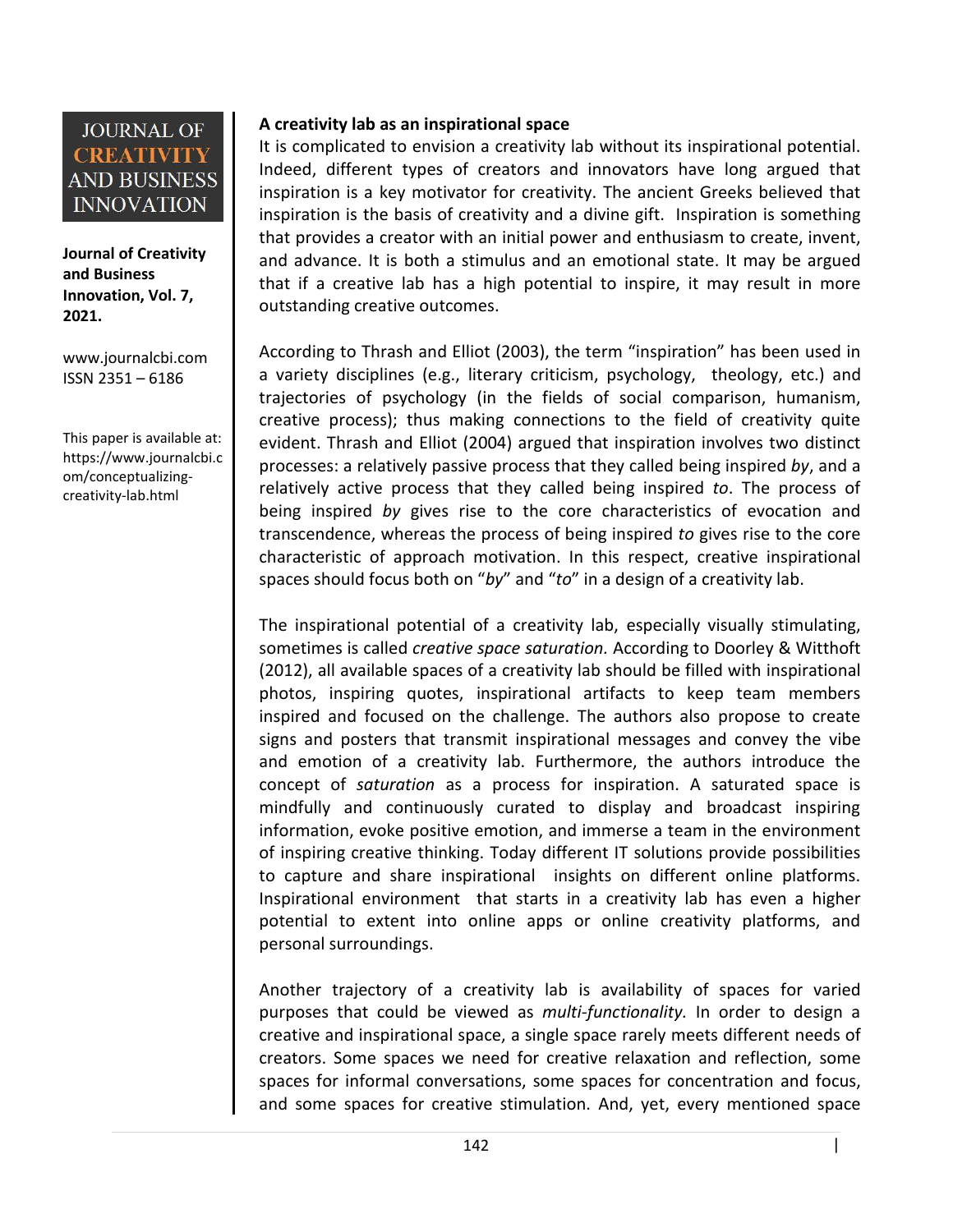**A creativity lab as an inspirational space**

It is complicated to envision a creativity lab without its inspirational potential. Indeed, different types of creators and innovators have long argued that inspiration is a key motivator for creativity. The ancient Greeks believed that inspiration is the basis of creativity and a divine gift. Inspiration is something that provides a creator with an initial power and enthusiasm to create, invent, and advance. It is both a stimulus and an emotional state. It may be argued that if a creative lab has a high potential to inspire, it may result in more outstanding creative outcomes.

According to Thrash and Elliot (2003), the term "inspiration" has been used in a variety disciplines (e.g., literary criticism, psychology, theology, etc.) and trajectories of psychology (in the fields of social comparison, humanism, creative process); thus making connections to the field of creativity quite evident. Thrash and Elliot (2004) argued that inspiration involves two distinct processes: a relatively passive process that they called being inspired *by*, and a relatively active process that they called being inspired *to*. The process of being inspired *by* gives rise to the core characteristics of evocation and transcendence, whereas the process of being inspired *to* gives rise to the core characteristic of approach motivation. In this respect, creative inspirational spaces should focus both on "*by*" and "*to*" in a design of a creativity lab.

The inspirational potential of a creativity lab, especially visually stimulating, sometimes is called *creative space saturation*. According to Doorley & Witthoft (2012), all available spaces of a creativity lab should be filled with inspirational photos, inspiring quotes, inspirational artifacts to keep team members inspired and focused on the challenge. The authors also propose to create signs and posters that transmit inspirational messages and convey the vibe and emotion of a creativity lab. Furthermore, the authors introduce the concept of *saturation* as a process for inspiration. A saturated space is mindfully and continuously curated to display and broadcast inspiring information, evoke positive emotion, and immerse a team in the environment of inspiring creative thinking. Today different IT solutions provide possibilities to capture and share inspirational insights on different online platforms. Inspirational environment that starts in a creativity lab has even a higher potential to extent into online apps or online creativity platforms, and personal surroundings.

Another trajectory of a creativity lab is availability of spaces for varied purposes that could be viewed as *multi-functionality.* In order to design a creative and inspirational space, a single space rarely meets different needs of creators. Some spaces we need for creative relaxation and reflection, some spaces for informal conversations, some spaces for concentration and focus, and some spaces for creative stimulation. And, yet, every mentioned space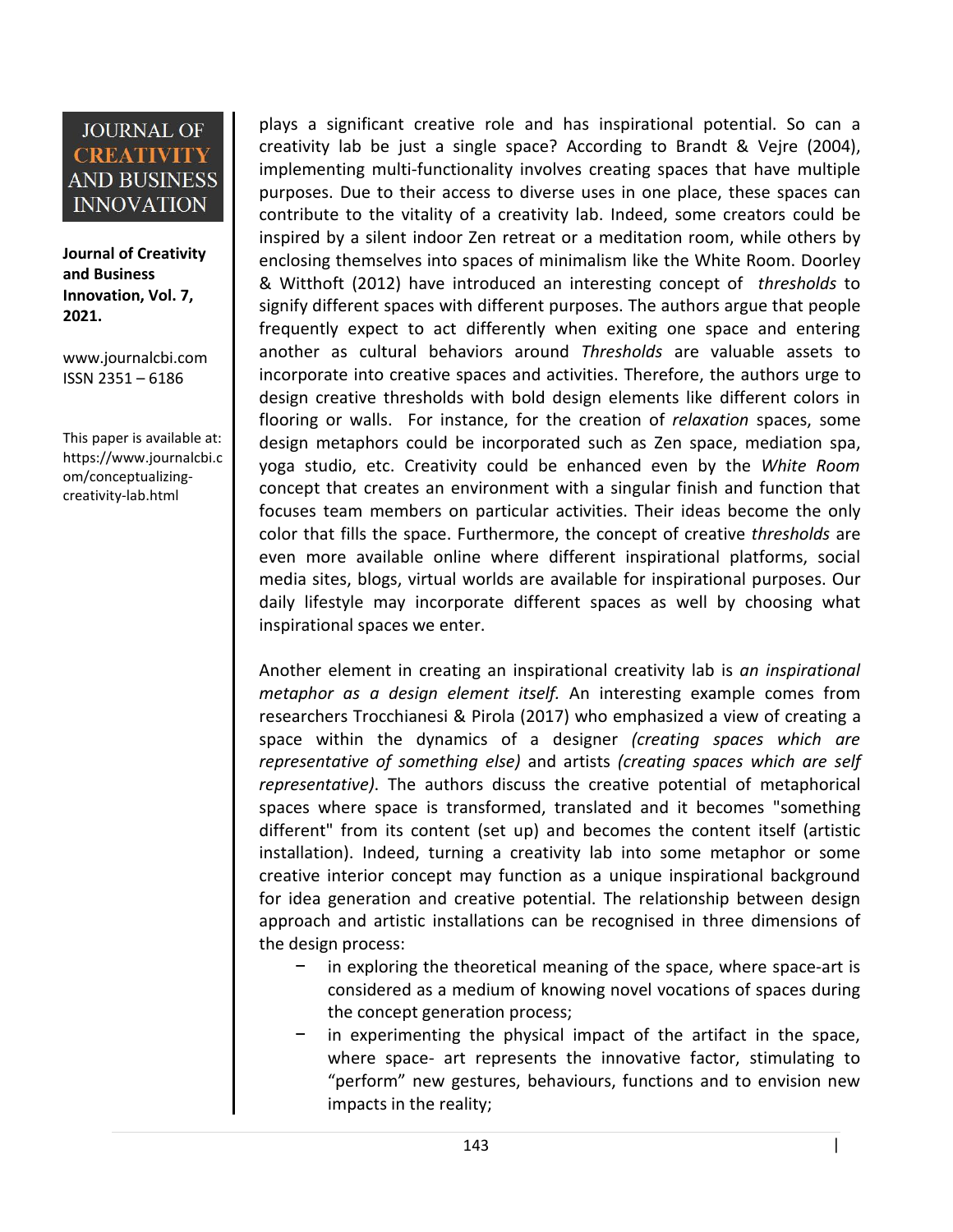plays a significant creative role and has inspirational potential. So can a creativity lab be just a single space? According to Brandt & Vejre (2004), implementing multi-functionality involves creating spaces that have multiple purposes. Due to their access to diverse uses in one place, these spaces can contribute to the vitality of a creativity lab. Indeed, some creators could be inspired by a silent indoor Zen retreat or a meditation room, while others by enclosing themselves into spaces of minimalism like the White Room. Doorley & Witthoft (2012) have introduced an interesting concept of *thresholds* to signify different spaces with different purposes. The authors argue that people frequently expect to act differently when exiting one space and entering another as cultural behaviors around *Thresholds* are valuable assets to incorporate into creative spaces and activities. Therefore, the authors urge to design creative thresholds with bold design elements like different colors in flooring or walls. For instance, for the creation of *relaxation* spaces, some design metaphors could be incorporated such as Zen space, mediation spa, yoga studio, etc. Creativity could be enhanced even by the *White Room* concept that creates an environment with a singular finish and function that focuses team members on particular activities. Their ideas become the only color that fills the space. Furthermore, the concept of creative *thresholds* are even more available online where different inspirational platforms, social media sites, blogs, virtual worlds are available for inspirational purposes. Our daily lifestyle may incorporate different spaces as well by choosing what inspirational spaces we enter.

Another element in creating an inspirational creativity lab is *an inspirational metaphor as a design element itself.* An interesting example comes from researchers Trocchianesi & Pirola (2017) who emphasized a view of creating a space within the dynamics of a designer *(creating spaces which are representative of something else)* and artists *(creating spaces which are self representative)*. The authors discuss the creative potential of metaphorical spaces where space is transformed, translated and it becomes "something different" from its content (set up) and becomes the content itself (artistic installation). Indeed, turning a creativity lab into some metaphor or some creative interior concept may function as a unique inspirational background for idea generation and creative potential. The relationship between design approach and artistic installations can be recognised in three dimensions of the design process:

- in exploring the theoretical meaning of the space, where space-art is considered as a medium of knowing novel vocations of spaces during the concept generation process;
- in experimenting the physical impact of the artifact in the space, where space- art represents the innovative factor, stimulating to "perform" new gestures, behaviours, functions and to envision new impacts in the reality;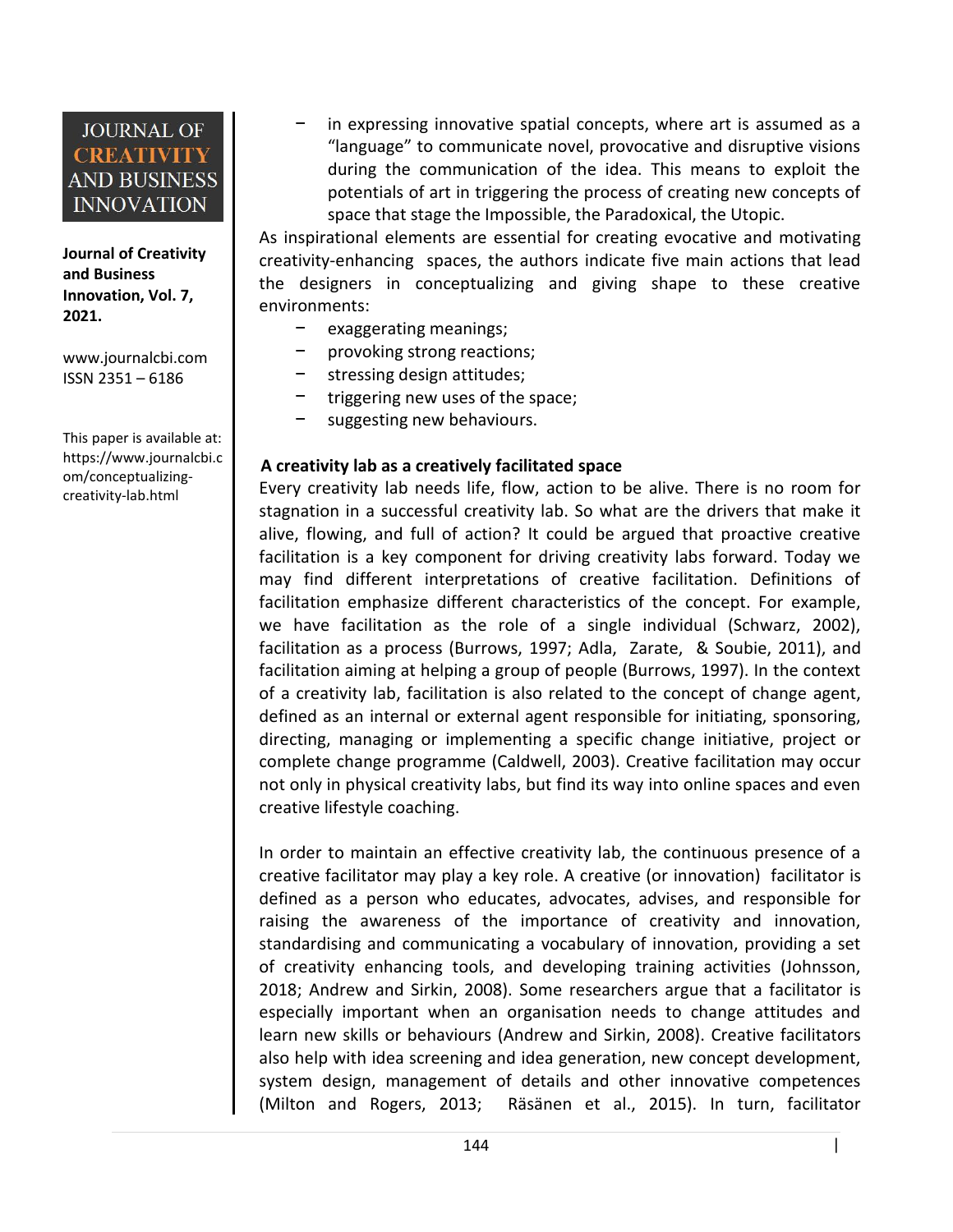- in expressing innovative spatial concepts, where art is assumed as a "language" to communicate novel, provocative and disruptive visions during the communication of the idea. This means to exploit the potentials of art in triggering the process of creating new concepts of space that stage the Impossible, the Paradoxical, the Utopic.

As inspirational elements are essential for creating evocative and motivating creativity-enhancing spaces, the authors indicate five main actions that lead the designers in conceptualizing and giving shape to these creative environments:

- exaggerating meanings;
- provoking strong reactions;
- stressing design attitudes;
- triggering new uses of the space;
- suggesting new behaviours.

**A creativity lab as a creatively facilitated space**

Every creativity lab needs life, flow, action to be alive. There is no room for stagnation in a successful creativity lab. So what are the drivers that make it alive, flowing, and full of action? It could be argued that proactive creative facilitation is a key component for driving creativity labs forward. Today we may find different interpretations of creative facilitation. Definitions of facilitation emphasize different characteristics of the concept. For example, we have facilitation as the role of a single individual (Schwarz, 2002), facilitation as a process (Burrows, 1997; Adla, Zarate, & Soubie, 2011), and facilitation aiming at helping a group of people (Burrows, 1997). In the context of a creativity lab, facilitation is also related to the concept of change agent, defined as an internal or external agent responsible for initiating, sponsoring, directing, managing or implementing a specific change initiative, project or complete change programme (Caldwell, 2003). Creative facilitation may occur not only in physical creativity labs, but find its way into online spaces and even creative lifestyle coaching.

In order to maintain an effective creativity lab, the continuous presence of a creative facilitator may play a key role. A creative (or innovation) facilitator is defined as a person who educates, advocates, advises, and responsible for raising the awareness of the importance of creativity and innovation, standardising and communicating a vocabulary of innovation, providing a set of creativity enhancing tools, and developing training activities (Johnsson, 2018; Andrew and Sirkin, 2008). Some researchers argue that a facilitator is especially important when an organisation needs to change attitudes and learn new skills or behaviours (Andrew and Sirkin, 2008). Creative facilitators also help with idea screening and idea generation, new concept development, system design, management of details and other innovative competences (Milton and Rogers, 2013; Räsänen et al., 2015). In turn, facilitator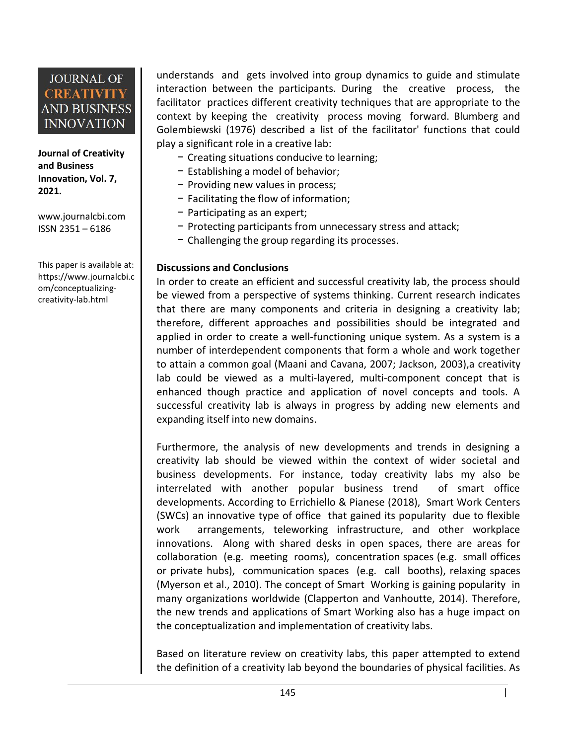understands and gets involved into group dynamics to guide and stimulate interaction between the participants. During the creative process, the facilitator practices different creativity techniques that are appropriate to the context by keeping the creativity process moving forward. Blumberg and Golembiewski (1976) described a list of the facilitator' functions that could play a significant role in a creative lab:

- Creating situations conducive to learning;
- Establishing a model of behavior;
- Providing new values in process;
- Facilitating the flow of information;
- Participating as an expert;
- Protecting participants from unnecessary stress and attack;
- Challenging the group regarding its processes.

**Discussions and Conclusions**

In order to create an efficient and successful creativity lab, the process should be viewed from a perspective of systems thinking. Current research indicates that there are many components and criteria in designing a creativity lab; therefore, different approaches and possibilities should be integrated and applied in order to create a well-functioning unique system. As a system is a number of interdependent components that form a whole and work together to attain a common goal (Maani and Cavana, 2007; Jackson, 2003),a creativity lab could be viewed as a multi-layered, multi-component concept that is enhanced though practice and application of novel concepts and tools. A successful creativity lab is always in progress by adding new elements and expanding itself into new domains.

Furthermore, the analysis of new developments and trends in designing a creativity lab should be viewed within the context of wider societal and business developments. For instance, today creativity labs my also be interrelated with another popular business trend of smart office developments. According to Errichiello & Pianese (2018), Smart Work Centers (SWCs) an innovative type of office that gained its popularity due to flexible work arrangements, teleworking infrastructure, and other workplace innovations. Along with shared desks in open spaces, there are areas for collaboration (e.g. meeting rooms), concentration spaces (e.g. small offices or private hubs), communication spaces (e.g. call booths), relaxing spaces (Myerson et al., 2010). The concept of Smart Working is gaining popularity in many organizations worldwide (Clapperton and Vanhoutte, 2014). Therefore, the new trends and applications of Smart Working also has a huge impact on the conceptualization and implementation of creativity labs.

Based on literature review on creativity labs, this paper attempted to extend the definition of a creativity lab beyond the boundaries of physical facilities. As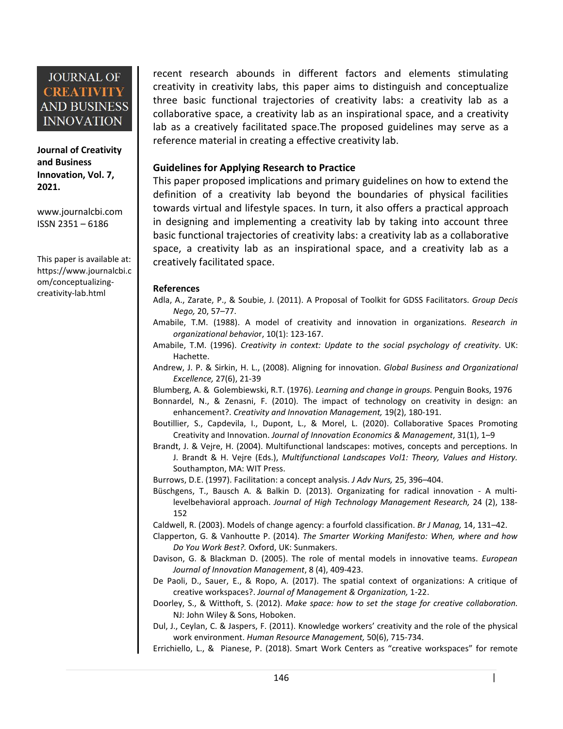recent research abounds in different factors and elements stimulating creativity in creativity labs, this paper aims to distinguish and conceptualize three basic functional trajectories of creativity labs: a creativity lab as a collaborative space, a creativity lab as an inspirational space, and a creativity lab as a creatively facilitated space.The proposed guidelines may serve as a reference material in creating a effective creativity lab.

### Guidelines for Applying Research to Practice

This paper proposed implications and primary guidelines on how to extend the definition of a creativity lab beyond the boundaries of physical facilities towards virtual and lifestyle spaces. In turn, it also offers a practical approach in designing and implementing a creativity lab by taking into account three basic functional trajectories of creativity labs: a creativity lab as a collaborative space, a creativity lab as an inspirational space, and a creativity lab as a creatively facilitated space.

### References

Adla, A., Zarate, P., & Soubie, J. (2011). A Proposal of Toolkit for GDSS Facilitators. *Group Decis Nego,* 20, 57–77.

Amabile, T.M. (1988). A model of creativity and innovation in organizations. *Research in organizational behavio*r, 10(1): 123-167.

Amabile, T.M. (1996). *Creativity in context: Update to the social psychology of creativity*. UK: Hachette.

Andrew, J. P. & Sirkin, H. L., (2008). Aligning for innovation. *Global Business and Organizational Excellence,* 27(6), 21-39

Blumberg, A. & Golembiewski, R.T. (1976). *Learning and change in groups.* Penguin Books, 1976

Bonnardel, N., & Zenasni, F. (2010). The impact of technology on creativity in design: an enhancement?. *Creativity and Innovation Management,* 19(2), 180-191.

Boutillier, S., Capdevila, I., Dupont, L., & Morel, L. (2020). Collaborative Spaces Promoting Creativity and Innovation. *Journal of Innovation Economics & Management*, 31(1), 1–9

Brandt, J. & Vejre, H. (2004). Multifunctional landscapes: motives, concepts and perceptions. In J. Brandt & H. Vejre (Eds.), *Multifunctional Landscapes Vol1: Theory, Values and History.* Southampton, MA: WIT Press.

Burrows, D.E. (1997). Facilitation: a concept analysis. *J Adv Nurs,* 25, 396–404.

Büschgens, T., Bausch A. & Balkin D. (2013). Organizating for radical innovation - A multi-levelbehavioral approach. *Journal of High Technology Management Research,* 24 (2), 138-152

Caldwell, R. (2003). Models of change agency: a fourfold classification. *Br J Manag,* 14, 131–42.

Clapperton, G. & Vanhoutte P. (2014). *The Smarter Working Manifesto: When, where and how Do You Work Best?.* Oxford, UK: Sunmakers.

Davison, G. & Blackman D. (2005). The role of mental models in innovative teams. *European Journal of Innovation Management*, 8 (4), 409-423.

De Paoli, D., Sauer, E., & Ropo, A. (2017). The spatial context of organizations: A critique of creative workspaces?. *Journal of Management & Organization,* 1-22.

Doorley, S., & Witthoft, S. (2012). *Make space: how to set the stage for creative collaboration.* NJ: John Wiley & Sons, Hoboken.

Dul, J., Ceylan, C. & Jaspers, F. (2011). Knowledge workers' creativity and the role of the physical work environment. *Human Resource Management,* 50(6), 715-734.

Errichiello, L., & Pianese, P. (2018). Smart Work Centers as "creative workspaces" for remote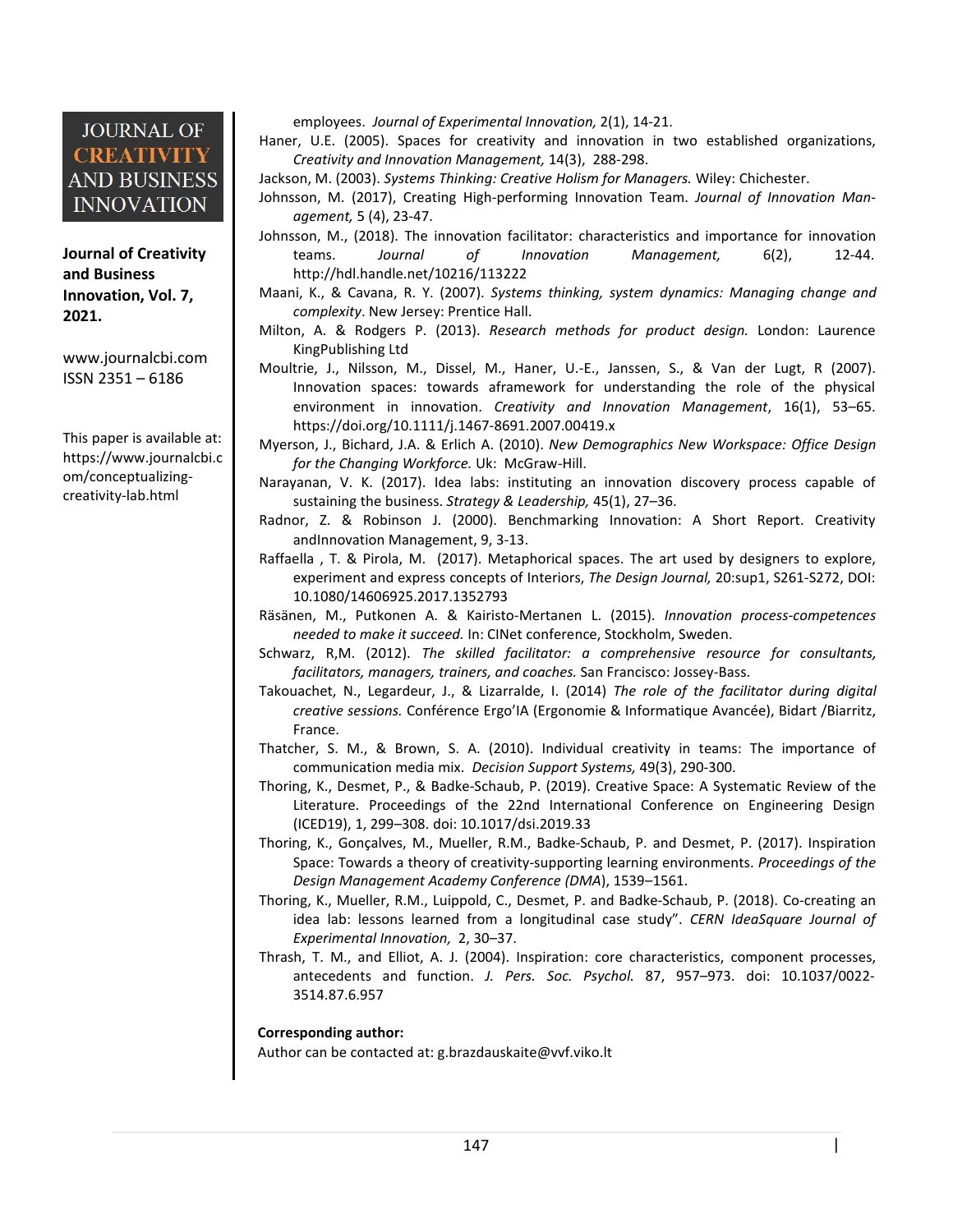employees. *Journal of Experimental Innovation,* 2(1), 14-21.

Haner, U.E. (2005). Spaces for creativity and innovation in two established organizations, *Creativity and Innovation Management,* 14(3), 288-298.

Jackson, M. (2003). *Systems Thinking: Creative Holism for Managers.* Wiley: Chichester.

Johnsson, M. (2017), Creating High-performing Innovation Team. *Journal of Innovation Management,* 5 (4), 23-47.

Johnsson, M., (2018). The innovation facilitator: characteristics and importance for innovation teams. *Journal of Innovation Management,* 6(2), 12-44. http://hdl.handle.net/10216/113222

Maani, K., & Cavana, R. Y. (2007). *Systems thinking, system dynamics: Managing change and complexity*. New Jersey: Prentice Hall.

Milton, A. & Rodgers P. (2013). *Research methods for product design.* London: Laurence KingPublishing Ltd

Moultrie, J., Nilsson, M., Dissel, M., Haner, U.-E., Janssen, S., & Van der Lugt, R (2007). Innovation spaces: towards aframework for understanding the role of the physical environment in innovation. *Creativity and Innovation Management*, 16(1), 53–65. https://doi.org/10.1111/j.1467-8691.2007.00419.x

Myerson, J., Bichard, J.A. & Erlich A. (2010). *New Demographics New Workspace: Office Design for the Changing Workforce.* Uk: McGraw-Hill.

Narayanan, V. K. (2017). Idea labs: instituting an innovation discovery process capable of sustaining the business. *Strategy & Leadership,* 45(1), 27–36.

Radnor, Z. & Robinson J. (2000). Benchmarking Innovation: A Short Report. Creativity andInnovation Management, 9, 3-13.

Raffaella , T. & Pirola, M. (2017). Metaphorical spaces. The art used by designers to explore, experiment and express concepts of Interiors, *The Design Journal,* 20:sup1, S261-S272, DOI: 10.1080/14606925.2017.1352793

Räsänen, M., Putkonen A. & Kairisto-Mertanen L. (2015). *Innovation process-competences needed to make it succeed.* In: CINet conference, Stockholm, Sweden.

Schwarz, R,M. (2012). *The skilled facilitator: a comprehensive resource for consultants, facilitators, managers, trainers, and coaches.* San Francisco: Jossey-Bass.

Takouachet, N., Legardeur, J., & Lizarralde, I. (2014) *The role of the facilitator during digital creative sessions.* Conférence Ergo'IA (Ergonomie & Informatique Avancée), Bidart /Biarritz, France.

Thatcher, S. M., & Brown, S. A. (2010). Individual creativity in teams: The importance of communication media mix. *Decision Support Systems,* 49(3), 290-300.

Thoring, K., Desmet, P., & Badke-Schaub, P. (2019). Creative Space: A Systematic Review of the Literature. Proceedings of the 22nd International Conference on Engineering Design (ICED19), 1, 299–308. doi: 10.1017/dsi.2019.33

Thoring, K., Gonçalves, M., Mueller, R.M., Badke-Schaub, P. and Desmet, P. (2017). Inspiration Space: Towards a theory of creativity-supporting learning environments. *Proceedings of the Design Management Academy Conference (DMA*), 1539–1561.

Thoring, K., Mueller, R.M., Luippold, C., Desmet, P. and Badke-Schaub, P. (2018). Co-creating an idea lab: lessons learned from a longitudinal case study". *CERN IdeaSquare Journal of Experimental Innovation,* 2, 30–37.

Thrash, T. M., and Elliot, A. J. (2004). Inspiration: core characteristics, component processes, antecedents and function. *J. Pers. Soc. Psychol.* 87, 957–973. doi: 10.1037/0022-3514.87.6.957

**Corresponding author:**

Author can be contacted at: g.brazdauskaite@vvf.viko.lt